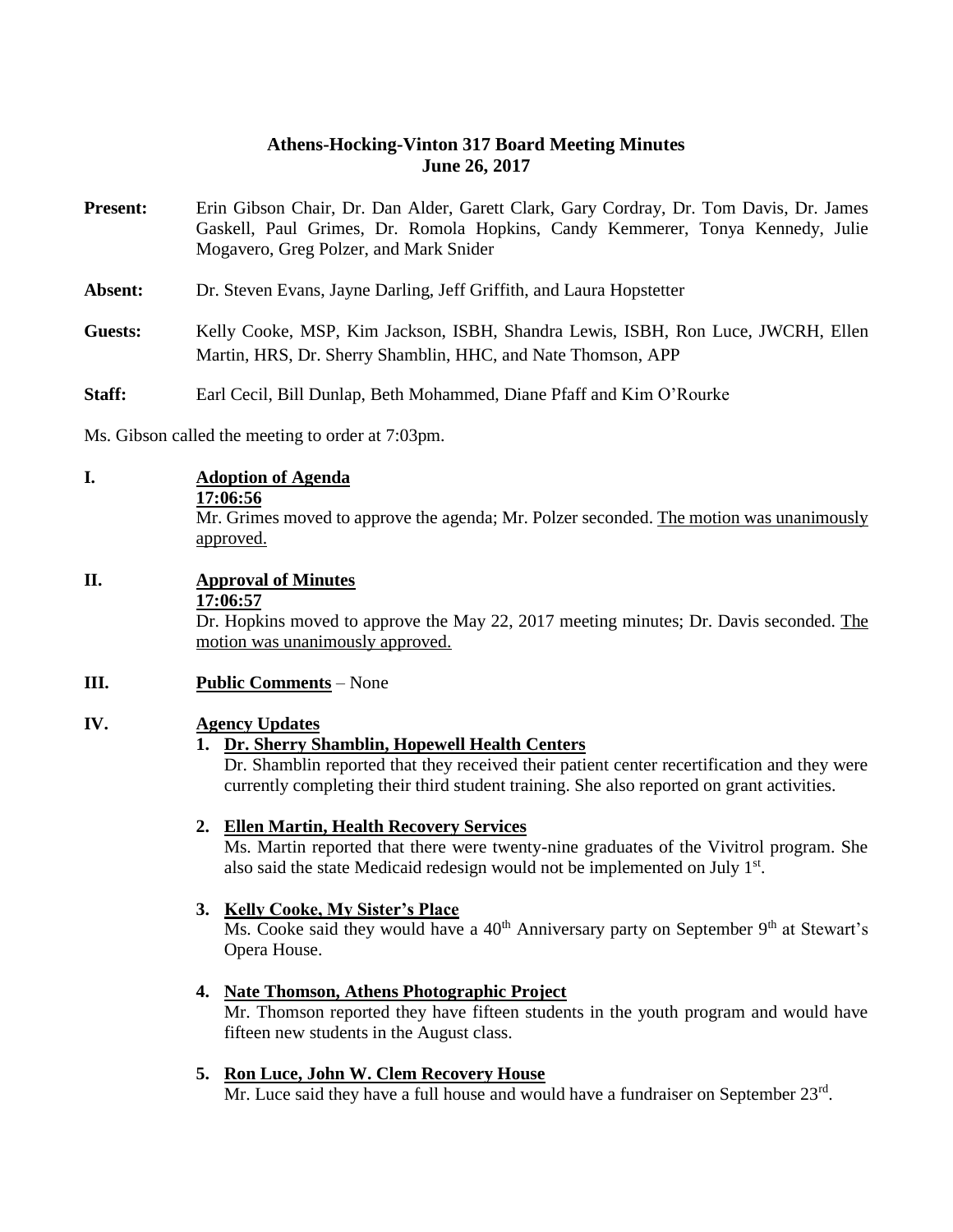# Athens-Hocking-Vinton 317 Board Meeting Minutes
## June 26, 2017

**Present:** Erin Gibson Chair, Dr. Dan Alder, Garett Clark, Gary Cordray, Dr. Tom Davis, Dr. James Gaskell, Paul Grimes, Dr. Romola Hopkins, Candy Kemmerer, Tonya Kennedy, Julie Mogavero, Greg Polzer, and Mark Snider

**Absent:** Dr. Steven Evans, Jayne Darling, Jeff Griffith, and Laura Hopstetter

**Guests:** Kelly Cooke, MSP, Kim Jackson, ISBH, Shandra Lewis, ISBH, Ron Luce, JWCRH, Ellen Martin, HRS, Dr. Sherry Shamblin, HHC, and Nate Thomson, APP

**Staff:** Earl Cecil, Bill Dunlap, Beth Mohammed, Diane Pfaff and Kim O'Rourke

Ms. Gibson called the meeting to order at 7:03pm.

**I. Adoption of Agenda**

**17:06:56**

Mr. Grimes moved to approve the agenda; Mr. Polzer seconded. The motion was unanimously approved.

**II. Approval of Minutes**

**17:06:57**

Dr. Hopkins moved to approve the May 22, 2017 meeting minutes; Dr. Davis seconded. The motion was unanimously approved.

**III. Public Comments** – None

**IV. Agency Updates**

1. **Dr. Sherry Shamblin, Hopewell Health Centers**

   Dr. Shamblin reported that they received their patient center recertification and they were currently completing their third student training. She also reported on grant activities.

2. **Ellen Martin, Health Recovery Services**

   Ms. Martin reported that there were twenty-nine graduates of the Vivitrol program. She also said the state Medicaid redesign would not be implemented on July 1st.

3. **Kelly Cooke, My Sister's Place**

   Ms. Cooke said they would have a 40th Anniversary party on September 9th at Stewart's Opera House.

4. **Nate Thomson, Athens Photographic Project**

   Mr. Thomson reported they have fifteen students in the youth program and would have fifteen new students in the August class.

5. **Ron Luce, John W. Clem Recovery House**

   Mr. Luce said they have a full house and would have a fundraiser on September 23rd.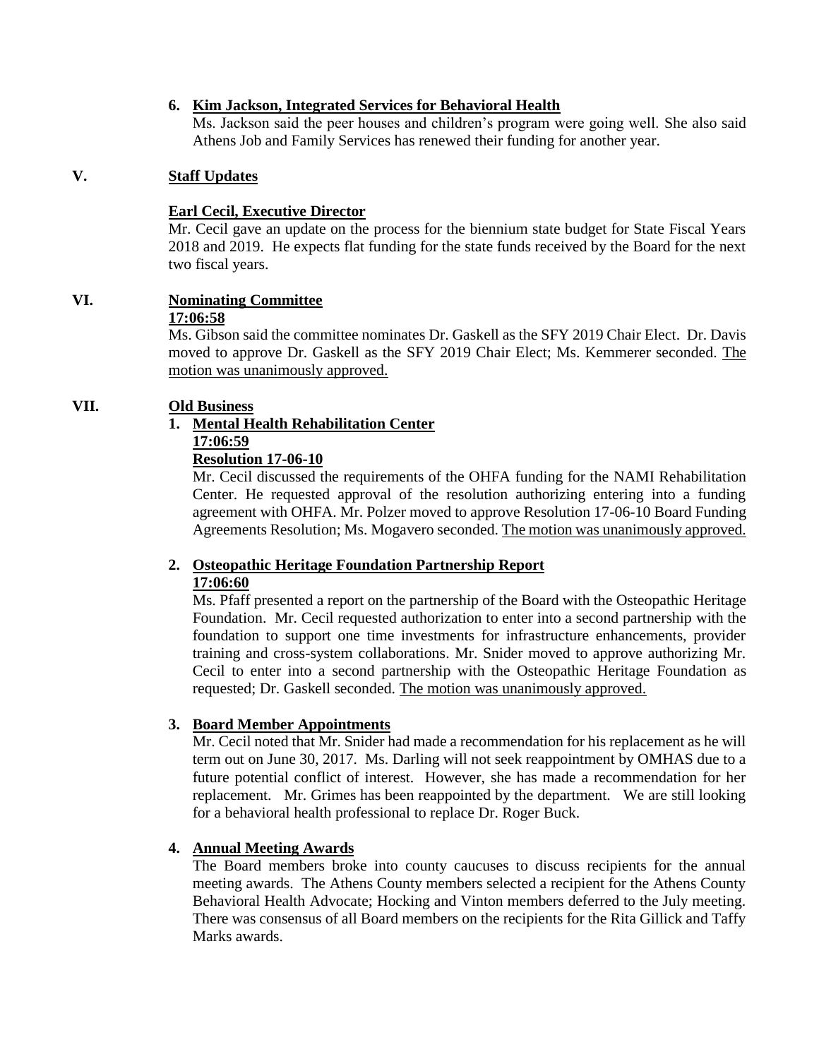6. **Kim Jackson, Integrated Services for Behavioral Health**

   Ms. Jackson said the peer houses and children's program were going well. She also said Athens Job and Family Services has renewed their funding for another year.

## V. Staff Updates

**Earl Cecil, Executive Director**

Mr. Cecil gave an update on the process for the biennium state budget for State Fiscal Years 2018 and 2019. He expects flat funding for the state funds received by the Board for the next two fiscal years.

## VI. Nominating Committee

**17:06:58**

Ms. Gibson said the committee nominates Dr. Gaskell as the SFY 2019 Chair Elect. Dr. Davis moved to approve Dr. Gaskell as the SFY 2019 Chair Elect; Ms. Kemmerer seconded. The motion was unanimously approved.

## VII. Old Business

1. **Mental Health Rehabilitation Center**

   **17:06:59**

   **Resolution 17-06-10**

   Mr. Cecil discussed the requirements of the OHFA funding for the NAMI Rehabilitation Center. He requested approval of the resolution authorizing entering into a funding agreement with OHFA. Mr. Polzer moved to approve Resolution 17-06-10 Board Funding Agreements Resolution; Ms. Mogavero seconded. The motion was unanimously approved.

2. **Osteopathic Heritage Foundation Partnership Report**

   **17:06:60**

   Ms. Pfaff presented a report on the partnership of the Board with the Osteopathic Heritage Foundation. Mr. Cecil requested authorization to enter into a second partnership with the foundation to support one time investments for infrastructure enhancements, provider training and cross-system collaborations. Mr. Snider moved to approve authorizing Mr. Cecil to enter into a second partnership with the Osteopathic Heritage Foundation as requested; Dr. Gaskell seconded. The motion was unanimously approved.

3. **Board Member Appointments**

   Mr. Cecil noted that Mr. Snider had made a recommendation for his replacement as he will term out on June 30, 2017. Ms. Darling will not seek reappointment by OMHAS due to a future potential conflict of interest. However, she has made a recommendation for her replacement. Mr. Grimes has been reappointed by the department. We are still looking for a behavioral health professional to replace Dr. Roger Buck.

4. **Annual Meeting Awards**

   The Board members broke into county caucuses to discuss recipients for the annual meeting awards. The Athens County members selected a recipient for the Athens County Behavioral Health Advocate; Hocking and Vinton members deferred to the July meeting. There was consensus of all Board members on the recipients for the Rita Gillick and Taffy Marks awards.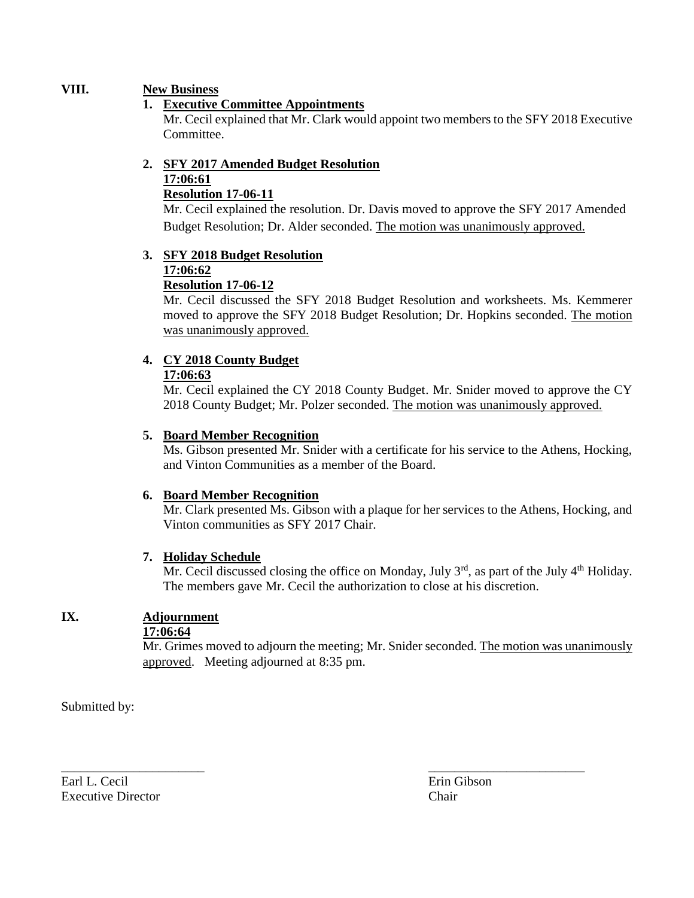## VIII. New Business

1. **Executive Committee Appointments**

   Mr. Cecil explained that Mr. Clark would appoint two members to the SFY 2018 Executive Committee.

2. **SFY 2017 Amended Budget Resolution**
   **17:06:61**
   **Resolution 17-06-11**

   Mr. Cecil explained the resolution. Dr. Davis moved to approve the SFY 2017 Amended Budget Resolution; Dr. Alder seconded. The motion was unanimously approved.

3. **SFY 2018 Budget Resolution**
   **17:06:62**
   **Resolution 17-06-12**

   Mr. Cecil discussed the SFY 2018 Budget Resolution and worksheets. Ms. Kemmerer moved to approve the SFY 2018 Budget Resolution; Dr. Hopkins seconded. The motion was unanimously approved.

4. **CY 2018 County Budget**
   **17:06:63**

   Mr. Cecil explained the CY 2018 County Budget. Mr. Snider moved to approve the CY 2018 County Budget; Mr. Polzer seconded. The motion was unanimously approved.

5. **Board Member Recognition**

   Ms. Gibson presented Mr. Snider with a certificate for his service to the Athens, Hocking, and Vinton Communities as a member of the Board.

6. **Board Member Recognition**

   Mr. Clark presented Ms. Gibson with a plaque for her services to the Athens, Hocking, and Vinton communities as SFY 2017 Chair.

7. **Holiday Schedule**

   Mr. Cecil discussed closing the office on Monday, July 3rd, as part of the July 4th Holiday. The members gave Mr. Cecil the authorization to close at his discretion.

## IX. Adjournment

**17:06:64**

Mr. Grimes moved to adjourn the meeting; Mr. Snider seconded. The motion was unanimously approved. Meeting adjourned at 8:35 pm.

Submitted by:

\_\_\_\_\_\_\_\_\_\_\_\_\_\_\_\_\_\_\_\_\_\_\_
Earl L. Cecil
Executive Director

\_\_\_\_\_\_\_\_\_\_\_\_\_\_\_\_\_\_\_\_\_\_\_
Erin Gibson
Chair